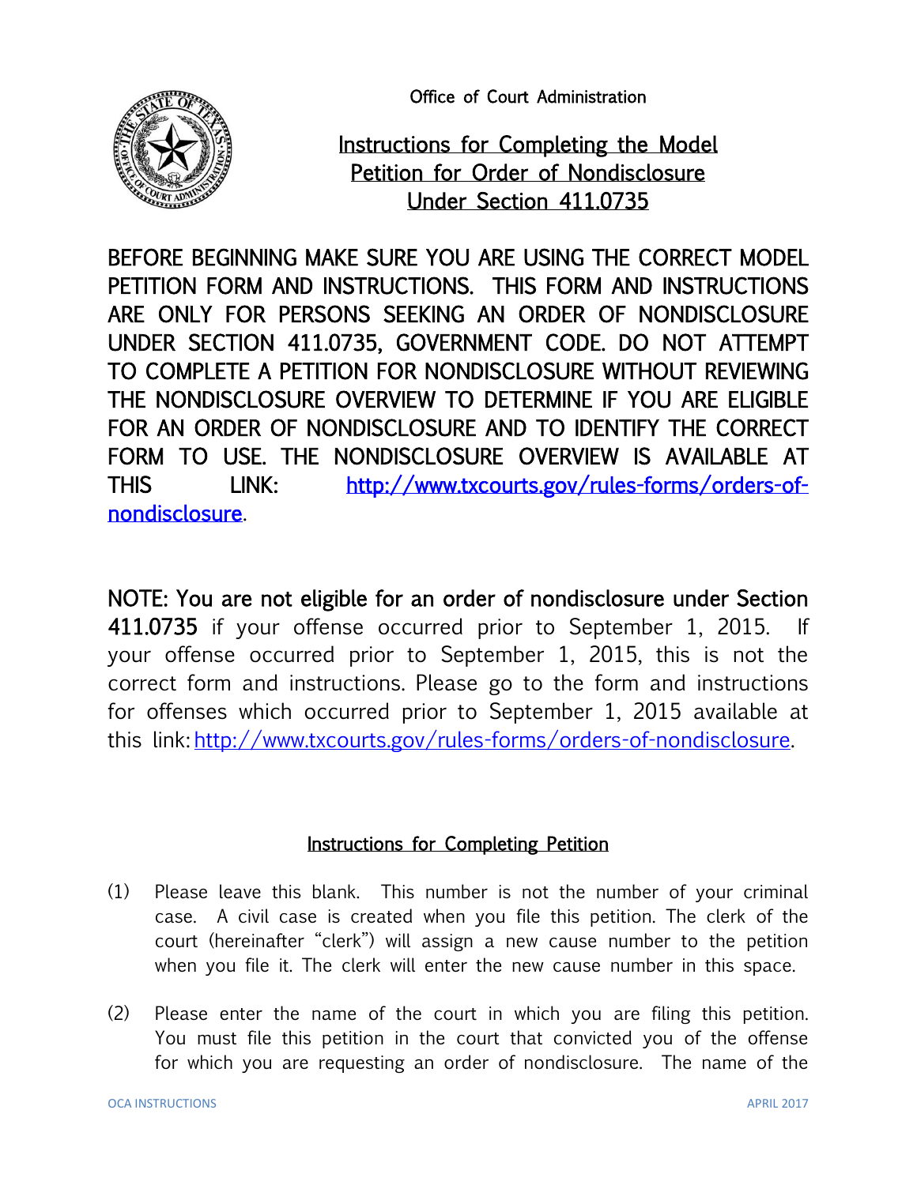Office of Court Administration

# Instructions for Completing the Model Petition for Order of Nondisclosure Under Section 411.0735

**BEFORE BEGINNING MAKE SURE YOU ARE USING THE CORRECT MODEL PETITION FORM AND INSTRUCTIONS. THIS FORM AND INSTRUCTIONS ARE ONLY FOR PERSONS SEEKING AN ORDER OF NONDISCLOSURE UNDER SECTION 411.0735, GOVERNMENT CODE. DO NOT ATTEMPT TO COMPLETE A PETITION FOR NONDISCLOSURE WITHOUT REVIEWING THE NONDISCLOSURE OVERVIEW TO DETERMINE IF YOU ARE ELIGIBLE FOR AN ORDER OF NONDISCLOSURE AND TO IDENTIFY THE CORRECT FORM TO USE. THE NONDISCLOSURE OVERVIEW IS AVAILABLE AT THIS LINK: [http://www.txcourts.gov/rules-forms/orders-of-nondisclosure](http://www.txcourts.gov/rules-forms/orders-of-nondisclosure).**

**NOTE: You are not eligible for an order of nondisclosure under Section 411.0735** if your offense occurred prior to September 1, 2015. If your offense occurred prior to September 1, 2015, this is not the correct form and instructions. Please go to the form and instructions for offenses which occurred prior to September 1, 2015 available at this link: [http://www.txcourts.gov/rules-forms/orders-of-nondisclosure](http://www.txcourts.gov/rules-forms/orders-of-nondisclosure).

## Instructions for Completing Petition

(1) Please leave this blank. This number is not the number of your criminal case. A civil case is created when you file this petition. The clerk of the court (hereinafter "clerk") will assign a new cause number to the petition when you file it. The clerk will enter the new cause number in this space.

(2) Please enter the name of the court in which you are filing this petition. You must file this petition in the court that convicted you of the offense for which you are requesting an order of nondisclosure. The name of the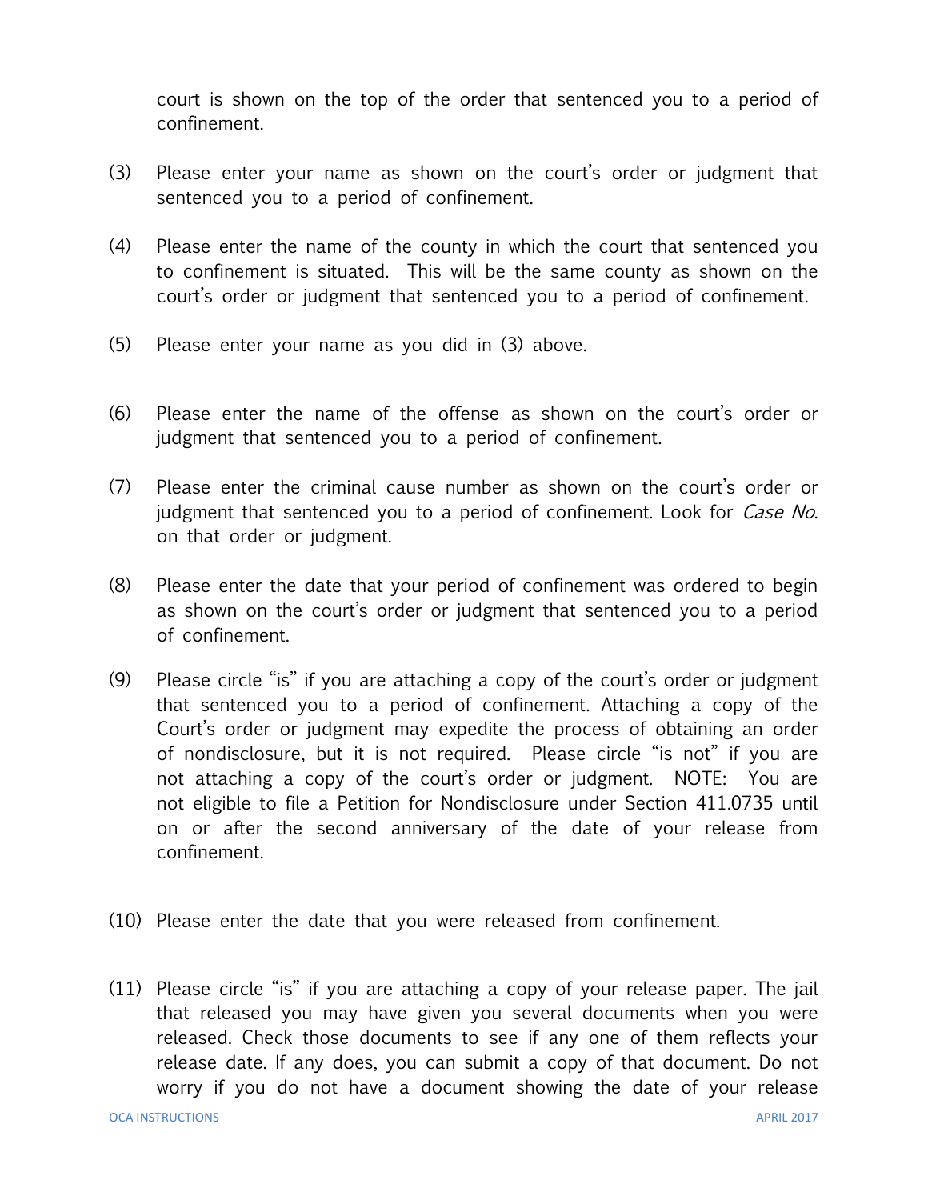court is shown on the top of the order that sentenced you to a period of confinement.

(3) Please enter your name as shown on the court's order or judgment that sentenced you to a period of confinement.

(4) Please enter the name of the county in which the court that sentenced you to confinement is situated. This will be the same county as shown on the court's order or judgment that sentenced you to a period of confinement.

(5) Please enter your name as you did in (3) above.

(6) Please enter the name of the offense as shown on the court's order or judgment that sentenced you to a period of confinement.

(7) Please enter the criminal cause number as shown on the court's order or judgment that sentenced you to a period of confinement. Look for *Case No*. on that order or judgment.

(8) Please enter the date that your period of confinement was ordered to begin as shown on the court's order or judgment that sentenced you to a period of confinement.

(9) Please circle "is" if you are attaching a copy of the court's order or judgment that sentenced you to a period of confinement. Attaching a copy of the Court's order or judgment may expedite the process of obtaining an order of nondisclosure, but it is not required. Please circle "is not" if you are not attaching a copy of the court's order or judgment. NOTE: You are not eligible to file a Petition for Nondisclosure under Section 411.0735 until on or after the second anniversary of the date of your release from confinement.

(10) Please enter the date that you were released from confinement.

(11) Please circle "is" if you are attaching a copy of your release paper. The jail that released you may have given you several documents when you were released. Check those documents to see if any one of them reflects your release date. If any does, you can submit a copy of that document. Do not worry if you do not have a document showing the date of your release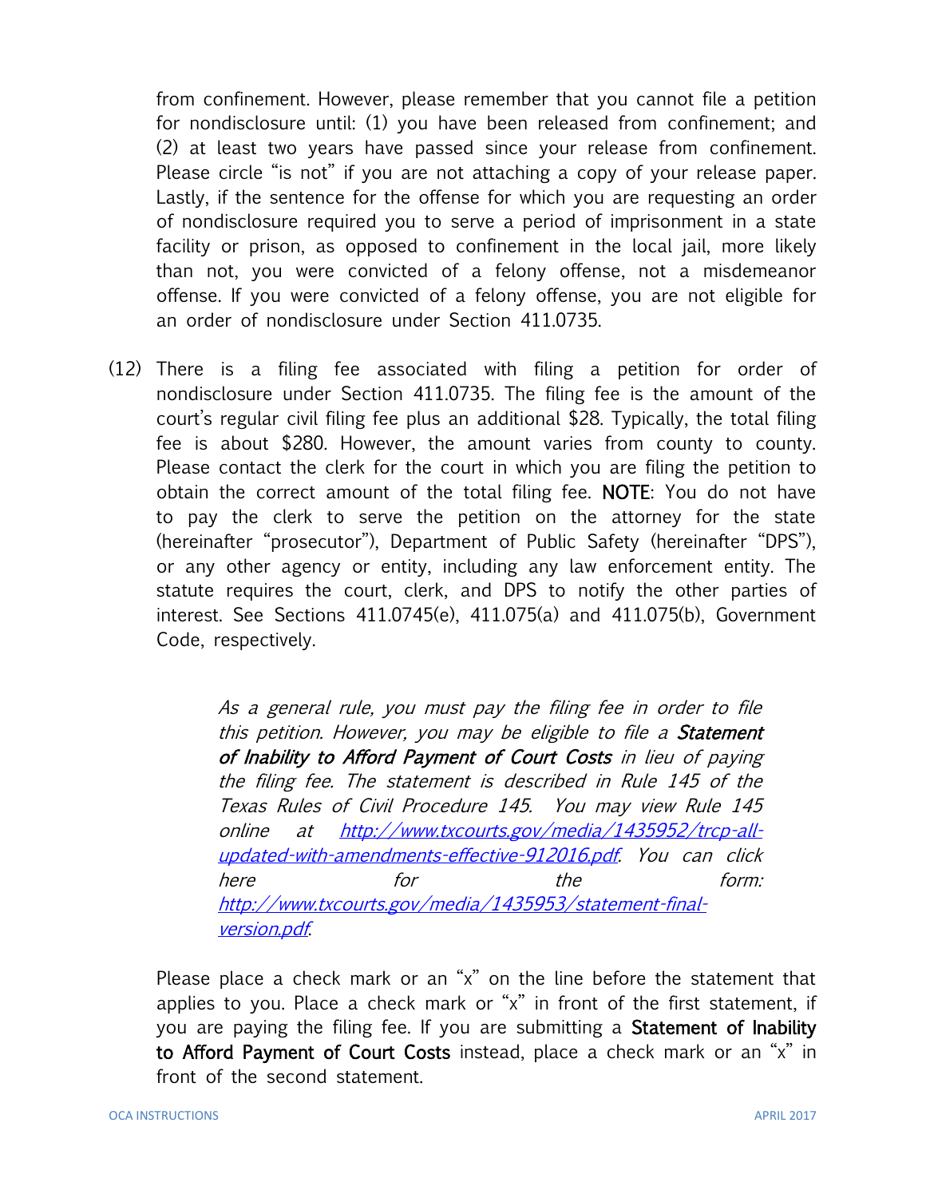from confinement. However, please remember that you cannot file a petition for nondisclosure until: (1) you have been released from confinement; and (2) at least two years have passed since your release from confinement. Please circle "is not" if you are not attaching a copy of your release paper. Lastly, if the sentence for the offense for which you are requesting an order of nondisclosure required you to serve a period of imprisonment in a state facility or prison, as opposed to confinement in the local jail, more likely than not, you were convicted of a felony offense, not a misdemeanor offense. If you were convicted of a felony offense, you are not eligible for an order of nondisclosure under Section 411.0735.

(12) There is a filing fee associated with filing a petition for order of nondisclosure under Section 411.0735. The filing fee is the amount of the court's regular civil filing fee plus an additional $28. Typically, the total filing fee is about $280. However, the amount varies from county to county. Please contact the clerk for the court in which you are filing the petition to obtain the correct amount of the total filing fee. **NOTE**: You do not have to pay the clerk to serve the petition on the attorney for the state (hereinafter "prosecutor"), Department of Public Safety (hereinafter "DPS"), or any other agency or entity, including any law enforcement entity. The statute requires the court, clerk, and DPS to notify the other parties of interest. See Sections 411.0745(e), 411.075(a) and 411.075(b), Government Code, respectively.

> *As a general rule, you must pay the filing fee in order to file this petition. However, you may be eligible to file a* ***Statement of Inability to Afford Payment of Court Costs*** *in lieu of paying the filing fee. The statement is described in Rule 145 of the Texas Rules of Civil Procedure 145. You may view Rule 145 online at [http://www.txcourts.gov/media/1435952/trcp-all-updated-with-amendments-effective-912016.pdf](http://www.txcourts.gov/media/1435952/trcp-all-updated-with-amendments-effective-912016.pdf). You can click here for the form: [http://www.txcourts.gov/media/1435953/statement-final-version.pdf](http://www.txcourts.gov/media/1435953/statement-final-version.pdf).*

Please place a check mark or an "x" on the line before the statement that applies to you. Place a check mark or "x" in front of the first statement, if you are paying the filing fee. If you are submitting a **Statement of Inability to Afford Payment of Court Costs** instead, place a check mark or an "x" in front of the second statement.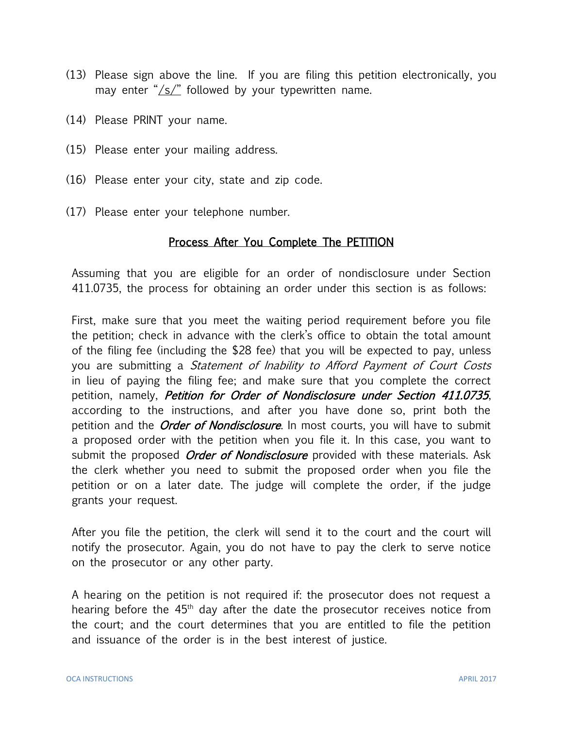(13) Please sign above the line. If you are filing this petition electronically, you may enter "/s/" followed by your typewritten name.

(14) Please PRINT your name.

(15) Please enter your mailing address.

(16) Please enter your city, state and zip code.

(17) Please enter your telephone number.

## Process After You Complete The PETITION

Assuming that you are eligible for an order of nondisclosure under Section 411.0735, the process for obtaining an order under this section is as follows:

First, make sure that you meet the waiting period requirement before you file the petition; check in advance with the clerk's office to obtain the total amount of the filing fee (including the $28 fee) that you will be expected to pay, unless you are submitting a *Statement of Inability to Afford Payment of Court Costs* in lieu of paying the filing fee; and make sure that you complete the correct petition, namely, ***Petition for Order of Nondisclosure under Section 411.0735***, according to the instructions, and after you have done so, print both the petition and the ***Order of Nondisclosure***. In most courts, you will have to submit a proposed order with the petition when you file it. In this case, you want to submit the proposed ***Order of Nondisclosure*** provided with these materials. Ask the clerk whether you need to submit the proposed order when you file the petition or on a later date. The judge will complete the order, if the judge grants your request.

After you file the petition, the clerk will send it to the court and the court will notify the prosecutor. Again, you do not have to pay the clerk to serve notice on the prosecutor or any other party.

A hearing on the petition is not required if: the prosecutor does not request a hearing before the 45th day after the date the prosecutor receives notice from the court; and the court determines that you are entitled to file the petition and issuance of the order is in the best interest of justice.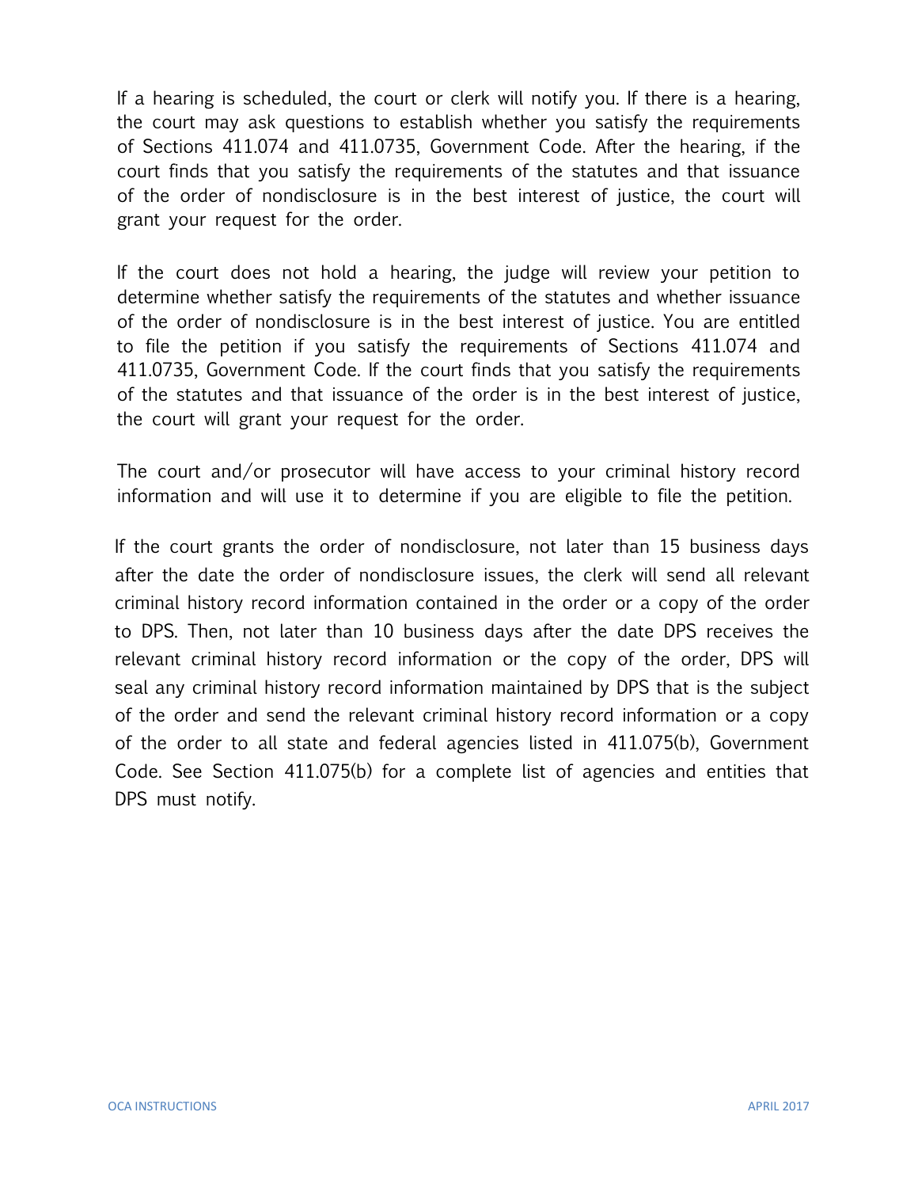If a hearing is scheduled, the court or clerk will notify you. If there is a hearing, the court may ask questions to establish whether you satisfy the requirements of Sections 411.074 and 411.0735, Government Code. After the hearing, if the court finds that you satisfy the requirements of the statutes and that issuance of the order of nondisclosure is in the best interest of justice, the court will grant your request for the order.

If the court does not hold a hearing, the judge will review your petition to determine whether satisfy the requirements of the statutes and whether issuance of the order of nondisclosure is in the best interest of justice. You are entitled to file the petition if you satisfy the requirements of Sections 411.074 and 411.0735, Government Code. If the court finds that you satisfy the requirements of the statutes and that issuance of the order is in the best interest of justice, the court will grant your request for the order.

The court and/or prosecutor will have access to your criminal history record information and will use it to determine if you are eligible to file the petition.

If the court grants the order of nondisclosure, not later than 15 business days after the date the order of nondisclosure issues, the clerk will send all relevant criminal history record information contained in the order or a copy of the order to DPS. Then, not later than 10 business days after the date DPS receives the relevant criminal history record information or the copy of the order, DPS will seal any criminal history record information maintained by DPS that is the subject of the order and send the relevant criminal history record information or a copy of the order to all state and federal agencies listed in 411.075(b), Government Code. See Section 411.075(b) for a complete list of agencies and entities that DPS must notify.